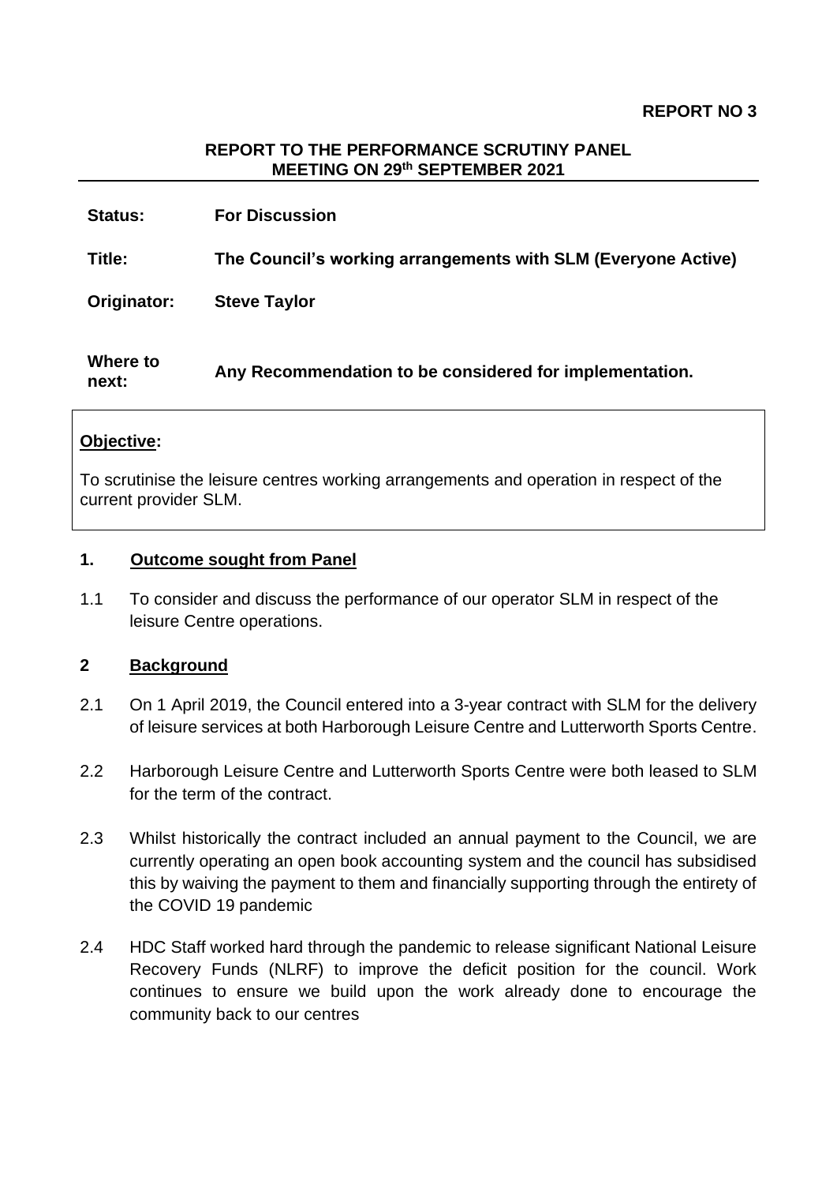**REPORT NO 3**

**REPORT TO THE PERFORMANCE SCRUTINY PANEL**
**MEETING ON 29th SEPTEMBER 2021**

| | |
|---|---|
| **Status:** | **For Discussion** |
| **Title:** | **The Council's working arrangements with SLM (Everyone Active)** |
| **Originator:** | **Steve Taylor** |
| **Where to next:** | **Any Recommendation to be considered for implementation.** |

**Objective:**

To scrutinise the leisure centres working arrangements and operation in respect of the current provider SLM.

## 1. Outcome sought from Panel

1.1 To consider and discuss the performance of our operator SLM in respect of the leisure Centre operations.

## 2 Background

2.1 On 1 April 2019, the Council entered into a 3-year contract with SLM for the delivery of leisure services at both Harborough Leisure Centre and Lutterworth Sports Centre.

2.2 Harborough Leisure Centre and Lutterworth Sports Centre were both leased to SLM for the term of the contract.

2.3 Whilst historically the contract included an annual payment to the Council, we are currently operating an open book accounting system and the council has subsidised this by waiving the payment to them and financially supporting through the entirety of the COVID 19 pandemic

2.4 HDC Staff worked hard through the pandemic to release significant National Leisure Recovery Funds (NLRF) to improve the deficit position for the council. Work continues to ensure we build upon the work already done to encourage the community back to our centres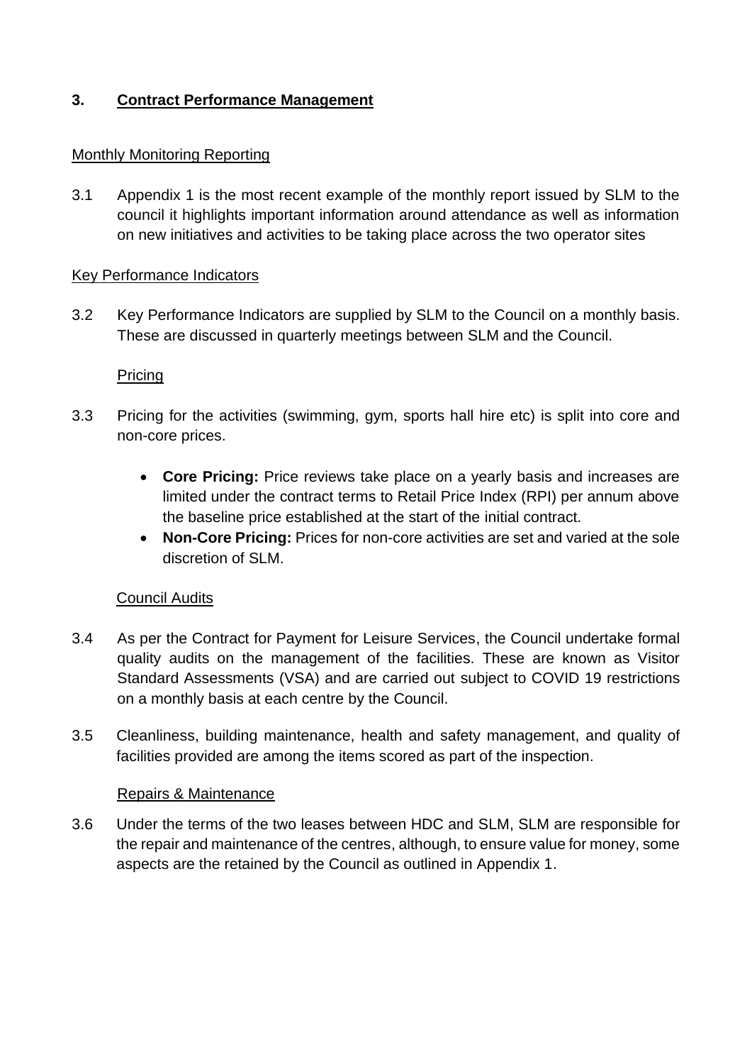## 3. Contract Performance Management

Monthly Monitoring Reporting

3.1 Appendix 1 is the most recent example of the monthly report issued by SLM to the council it highlights important information around attendance as well as information on new initiatives and activities to be taking place across the two operator sites

Key Performance Indicators

3.2 Key Performance Indicators are supplied by SLM to the Council on a monthly basis. These are discussed in quarterly meetings between SLM and the Council.

Pricing

3.3 Pricing for the activities (swimming, gym, sports hall hire etc) is split into core and non-core prices.

- **Core Pricing:** Price reviews take place on a yearly basis and increases are limited under the contract terms to Retail Price Index (RPI) per annum above the baseline price established at the start of the initial contract.
- **Non-Core Pricing:** Prices for non-core activities are set and varied at the sole discretion of SLM.

Council Audits

3.4 As per the Contract for Payment for Leisure Services, the Council undertake formal quality audits on the management of the facilities. These are known as Visitor Standard Assessments (VSA) and are carried out subject to COVID 19 restrictions on a monthly basis at each centre by the Council.

3.5 Cleanliness, building maintenance, health and safety management, and quality of facilities provided are among the items scored as part of the inspection.

Repairs & Maintenance

3.6 Under the terms of the two leases between HDC and SLM, SLM are responsible for the repair and maintenance of the centres, although, to ensure value for money, some aspects are the retained by the Council as outlined in Appendix 1.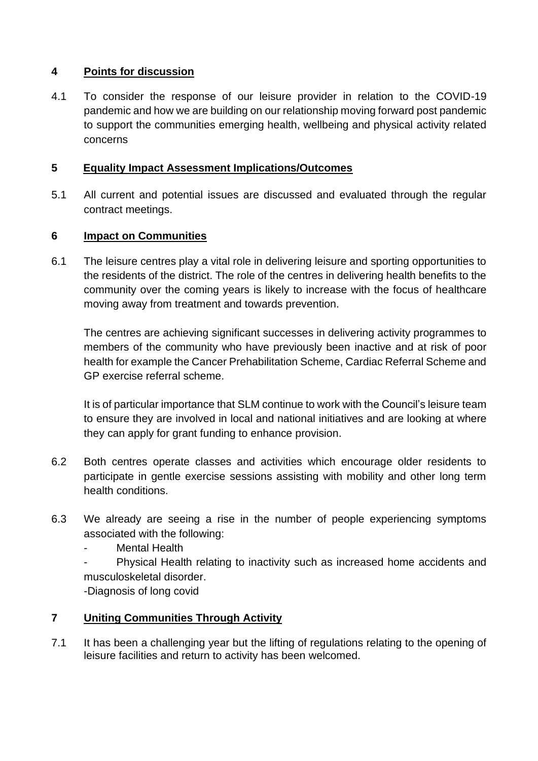## 4 Points for discussion

4.1 To consider the response of our leisure provider in relation to the COVID-19 pandemic and how we are building on our relationship moving forward post pandemic to support the communities emerging health, wellbeing and physical activity related concerns

## 5 Equality Impact Assessment Implications/Outcomes

5.1 All current and potential issues are discussed and evaluated through the regular contract meetings.

## 6 Impact on Communities

6.1 The leisure centres play a vital role in delivering leisure and sporting opportunities to the residents of the district. The role of the centres in delivering health benefits to the community over the coming years is likely to increase with the focus of healthcare moving away from treatment and towards prevention.

The centres are achieving significant successes in delivering activity programmes to members of the community who have previously been inactive and at risk of poor health for example the Cancer Prehabilitation Scheme, Cardiac Referral Scheme and GP exercise referral scheme.

It is of particular importance that SLM continue to work with the Council's leisure team to ensure they are involved in local and national initiatives and are looking at where they can apply for grant funding to enhance provision.

6.2 Both centres operate classes and activities which encourage older residents to participate in gentle exercise sessions assisting with mobility and other long term health conditions.

6.3 We already are seeing a rise in the number of people experiencing symptoms associated with the following:

- Mental Health
- Physical Health relating to inactivity such as increased home accidents and musculoskeletal disorder.
- Diagnosis of long covid

## 7 Uniting Communities Through Activity

7.1 It has been a challenging year but the lifting of regulations relating to the opening of leisure facilities and return to activity has been welcomed.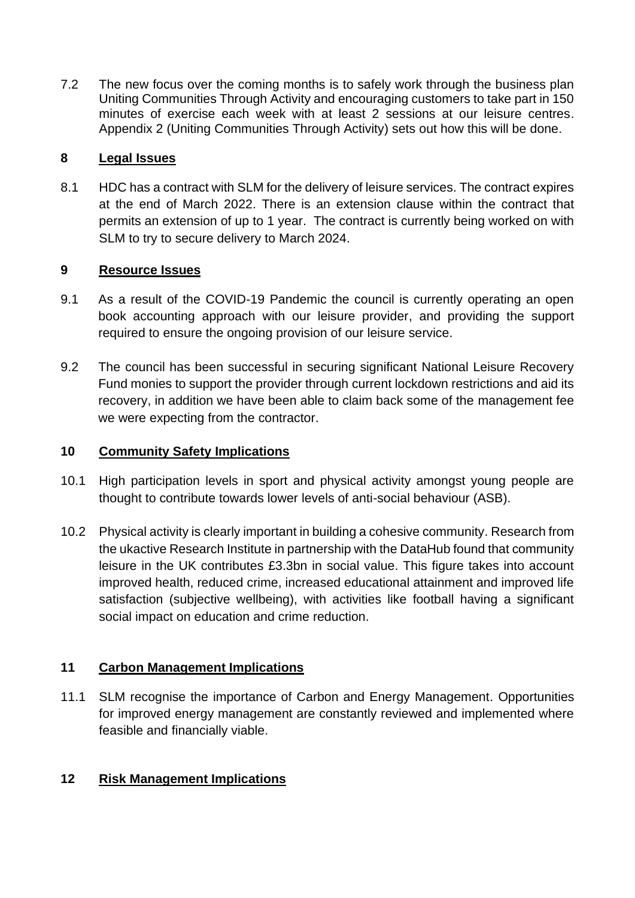7.2 The new focus over the coming months is to safely work through the business plan Uniting Communities Through Activity and encouraging customers to take part in 150 minutes of exercise each week with at least 2 sessions at our leisure centres. Appendix 2 (Uniting Communities Through Activity) sets out how this will be done.

## 8 Legal Issues

8.1 HDC has a contract with SLM for the delivery of leisure services. The contract expires at the end of March 2022. There is an extension clause within the contract that permits an extension of up to 1 year. The contract is currently being worked on with SLM to try to secure delivery to March 2024.

## 9 Resource Issues

9.1 As a result of the COVID-19 Pandemic the council is currently operating an open book accounting approach with our leisure provider, and providing the support required to ensure the ongoing provision of our leisure service.

9.2 The council has been successful in securing significant National Leisure Recovery Fund monies to support the provider through current lockdown restrictions and aid its recovery, in addition we have been able to claim back some of the management fee we were expecting from the contractor.

## 10 Community Safety Implications

10.1 High participation levels in sport and physical activity amongst young people are thought to contribute towards lower levels of anti-social behaviour (ASB).

10.2 Physical activity is clearly important in building a cohesive community. Research from the ukactive Research Institute in partnership with the DataHub found that community leisure in the UK contributes £3.3bn in social value. This figure takes into account improved health, reduced crime, increased educational attainment and improved life satisfaction (subjective wellbeing), with activities like football having a significant social impact on education and crime reduction.

## 11 Carbon Management Implications

11.1 SLM recognise the importance of Carbon and Energy Management. Opportunities for improved energy management are constantly reviewed and implemented where feasible and financially viable.

## 12 Risk Management Implications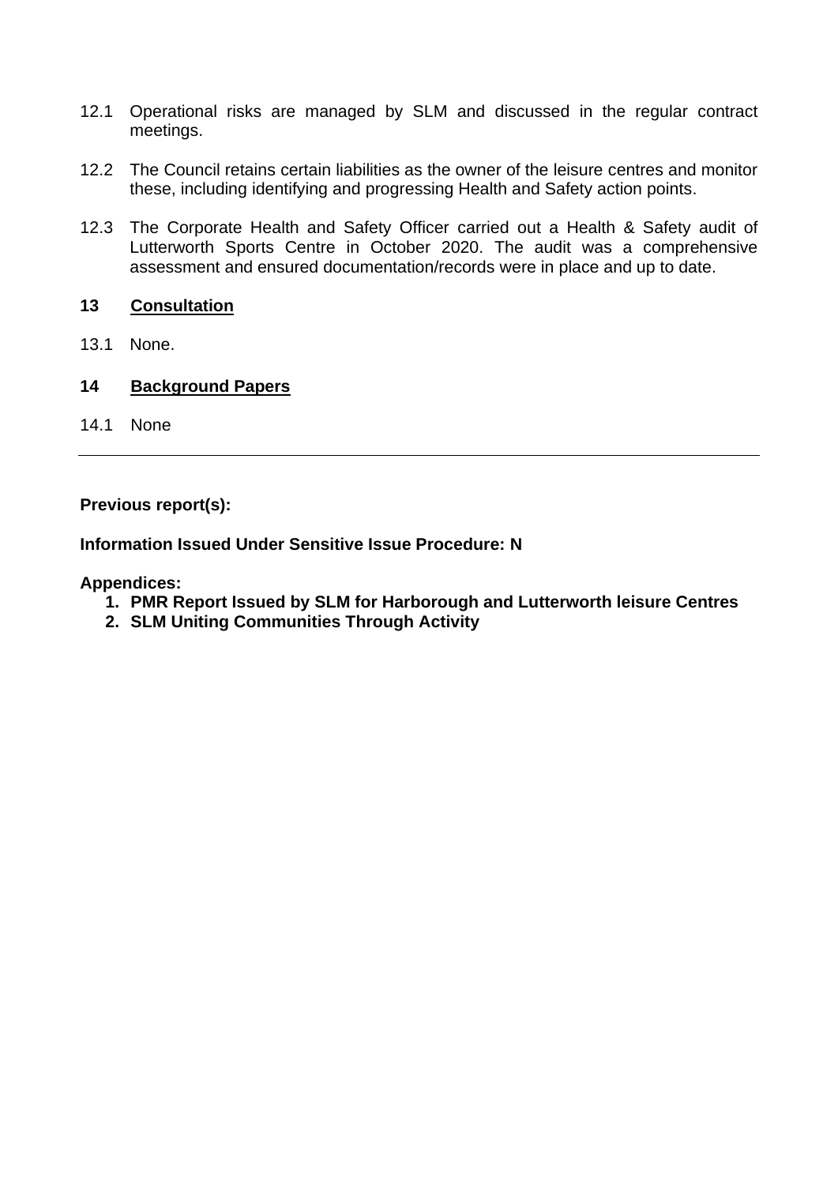12.1 Operational risks are managed by SLM and discussed in the regular contract meetings.

12.2 The Council retains certain liabilities as the owner of the leisure centres and monitor these, including identifying and progressing Health and Safety action points.

12.3 The Corporate Health and Safety Officer carried out a Health & Safety audit of Lutterworth Sports Centre in October 2020. The audit was a comprehensive assessment and ensured documentation/records were in place and up to date.

## 13 Consultation

13.1 None.

## 14 Background Papers

14.1 None

---

**Previous report(s):**

**Information Issued Under Sensitive Issue Procedure: N**

**Appendices:**

1. **PMR Report Issued by SLM for Harborough and Lutterworth leisure Centres**
2. **SLM Uniting Communities Through Activity**